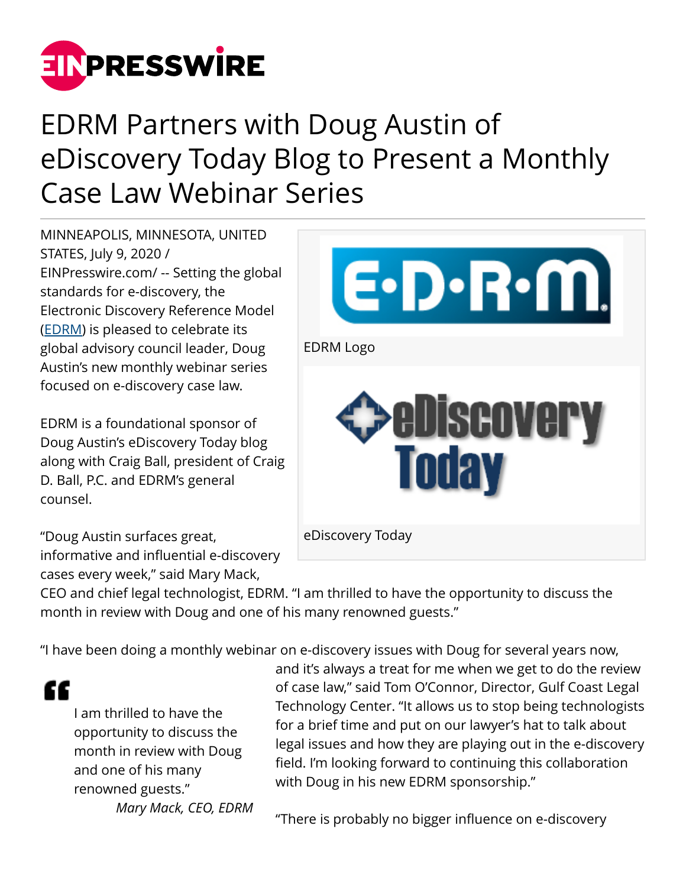# EDRM Partners with Doug Austin of eDiscovery Today Blog to Present a Monthly Case Law Webinar Series

MINNEAPOLIS, MINNESOTA, UNITED STATES, July 9, 2020 / EINPresswire.com/ -- Setting the global standards for e-discovery, the Electronic Discovery Reference Model (EDRM) is pleased to celebrate its global advisory council leader, Doug Austin's new monthly webinar series focused on e-discovery case law.

EDRM Logo

eDiscovery Today

EDRM is a foundational sponsor of Doug Austin's eDiscovery Today blog along with Craig Ball, president of Craig D. Ball, P.C. and EDRM's general counsel.

"Doug Austin surfaces great, informative and influential e-discovery cases every week," said Mary Mack, CEO and chief legal technologist, EDRM. "I am thrilled to have the opportunity to discuss the month in review with Doug and one of his many renowned guests."

> "I am thrilled to have the opportunity to discuss the month in review with Doug and one of his many renowned guests."
>
> *Mary Mack, CEO, EDRM*

"I have been doing a monthly webinar on e-discovery issues with Doug for several years now, and it's always a treat for me when we get to do the review of case law," said Tom O'Connor, Director, Gulf Coast Legal Technology Center. "It allows us to stop being technologists for a brief time and put on our lawyer's hat to talk about legal issues and how they are playing out in the e-discovery field. I'm looking forward to continuing this collaboration with Doug in his new EDRM sponsorship."

"There is probably no bigger influence on e-discovery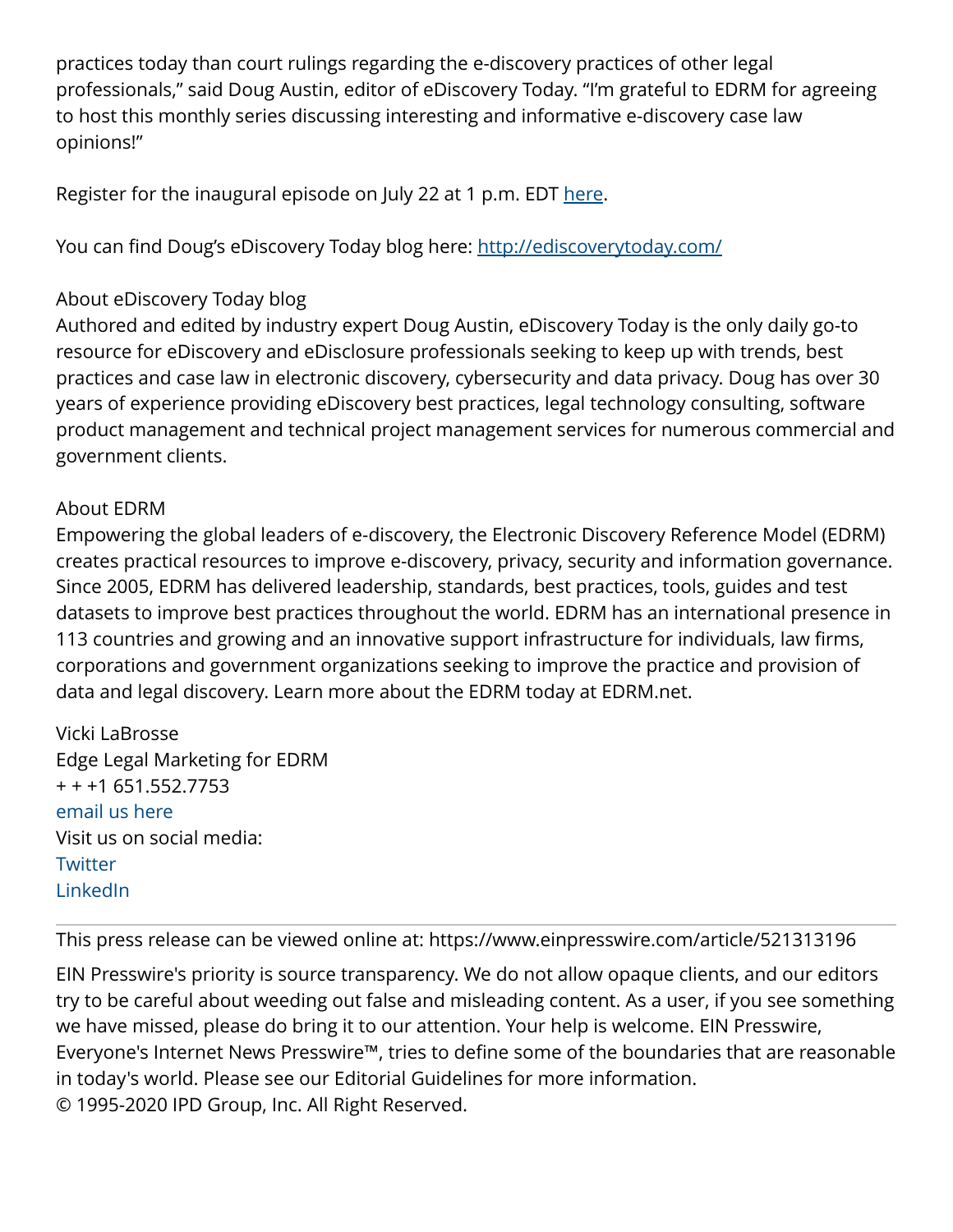practices today than court rulings regarding the e-discovery practices of other legal professionals," said Doug Austin, editor of eDiscovery Today. "I'm grateful to EDRM for agreeing to host this monthly series discussing interesting and informative e-discovery case law opinions!"

Register for the inaugural episode on July 22 at 1 p.m. EDT here.

You can find Doug's eDiscovery Today blog here: http://ediscoverytoday.com/

About eDiscovery Today blog
Authored and edited by industry expert Doug Austin, eDiscovery Today is the only daily go-to resource for eDiscovery and eDisclosure professionals seeking to keep up with trends, best practices and case law in electronic discovery, cybersecurity and data privacy. Doug has over 30 years of experience providing eDiscovery best practices, legal technology consulting, software product management and technical project management services for numerous commercial and government clients.

About EDRM
Empowering the global leaders of e-discovery, the Electronic Discovery Reference Model (EDRM) creates practical resources to improve e-discovery, privacy, security and information governance. Since 2005, EDRM has delivered leadership, standards, best practices, tools, guides and test datasets to improve best practices throughout the world. EDRM has an international presence in 113 countries and growing and an innovative support infrastructure for individuals, law firms, corporations and government organizations seeking to improve the practice and provision of data and legal discovery. Learn more about the EDRM today at EDRM.net.

Vicki LaBrosse
Edge Legal Marketing for EDRM
+ + +1 651.552.7753
email us here
Visit us on social media:
Twitter
LinkedIn

---

This press release can be viewed online at: https://www.einpresswire.com/article/521313196

EIN Presswire's priority is source transparency. We do not allow opaque clients, and our editors try to be careful about weeding out false and misleading content. As a user, if you see something we have missed, please do bring it to our attention. Your help is welcome. EIN Presswire, Everyone's Internet News Presswire™, tries to define some of the boundaries that are reasonable in today's world. Please see our Editorial Guidelines for more information.
© 1995-2020 IPD Group, Inc. All Right Reserved.